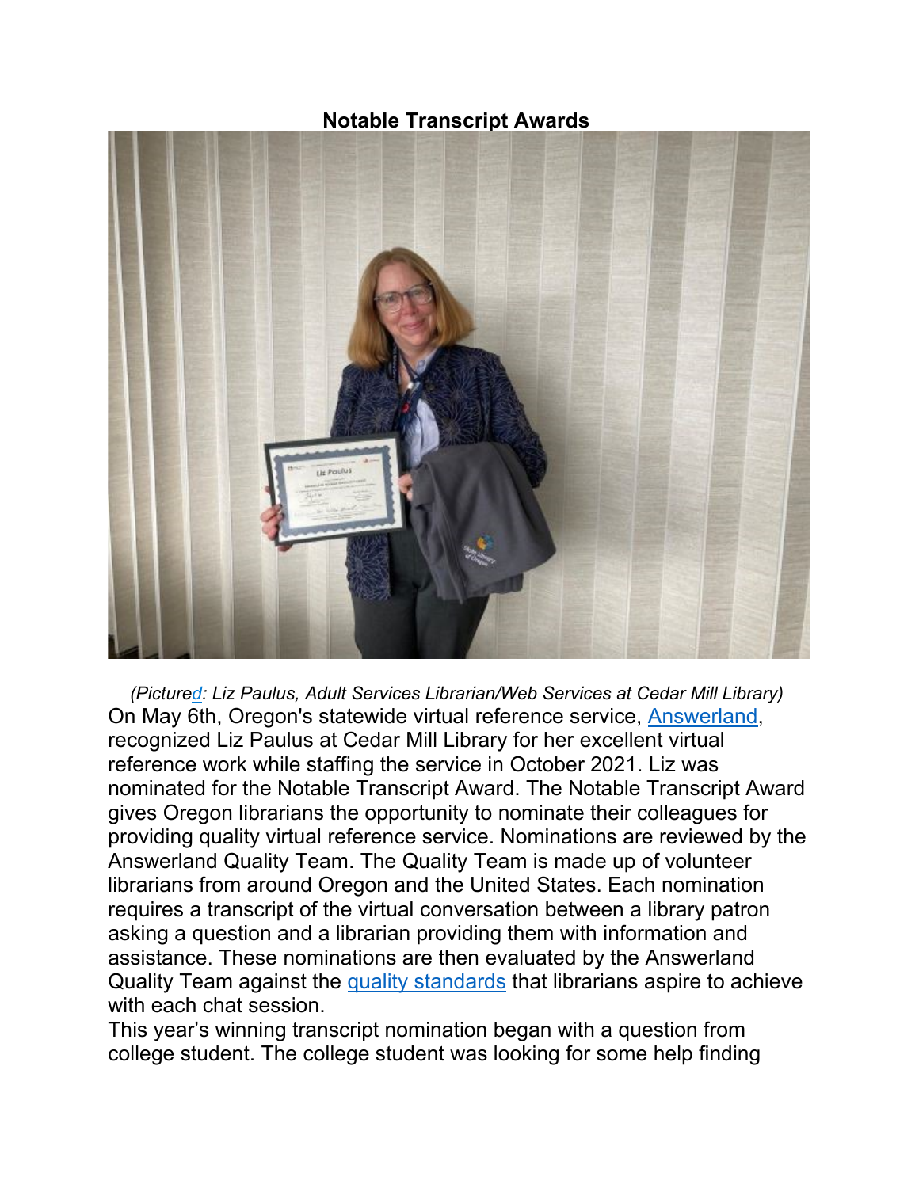**Notable Transcript Awards**

*(Pictured: Liz Paulus, Adult Services Librarian/Web Services at Cedar Mill Library)*

On May 6th, Oregon's statewide virtual reference service, [Answerland](), recognized Liz Paulus at Cedar Mill Library for her excellent virtual reference work while staffing the service in October 2021. Liz was nominated for the Notable Transcript Award. The Notable Transcript Award gives Oregon librarians the opportunity to nominate their colleagues for providing quality virtual reference service. Nominations are reviewed by the Answerland Quality Team. The Quality Team is made up of volunteer librarians from around Oregon and the United States. Each nomination requires a transcript of the virtual conversation between a library patron asking a question and a librarian providing them with information and assistance. These nominations are then evaluated by the Answerland Quality Team against the [quality standards]() that librarians aspire to achieve with each chat session.

This year's winning transcript nomination began with a question from college student. The college student was looking for some help finding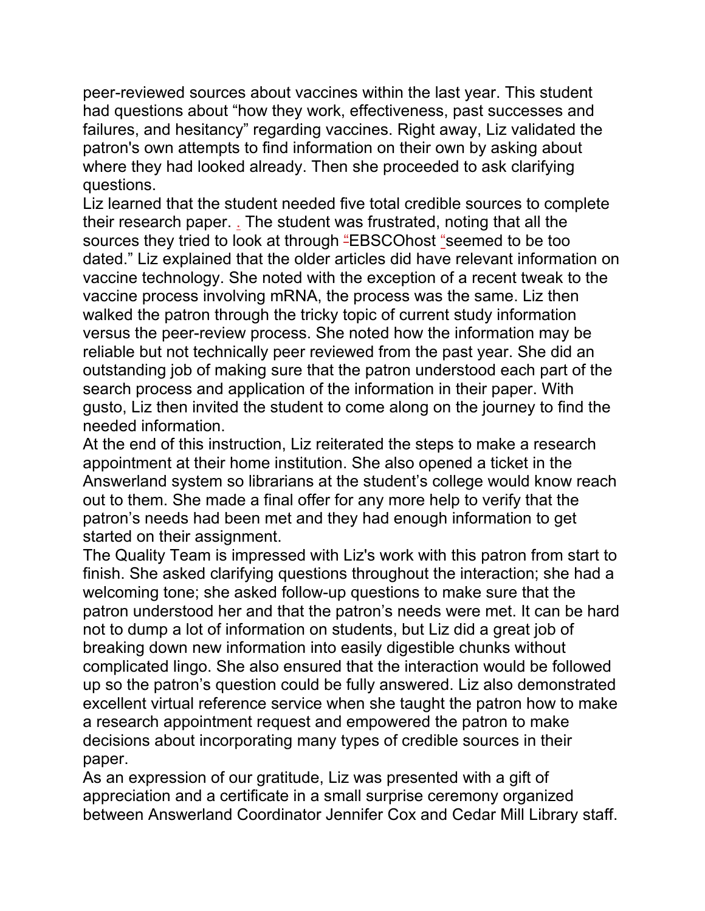peer-reviewed sources about vaccines within the last year. This student had questions about “how they work, effectiveness, past successes and failures, and hesitancy” regarding vaccines. Right away, Liz validated the patron's own attempts to find information on their own by asking about where they had looked already. Then she proceeded to ask clarifying questions.

Liz learned that the student needed five total credible sources to complete their research paper. . The student was frustrated, noting that all the sources they tried to look at through “EBSCOhost “seemed to be too dated.” Liz explained that the older articles did have relevant information on vaccine technology. She noted with the exception of a recent tweak to the vaccine process involving mRNA, the process was the same. Liz then walked the patron through the tricky topic of current study information versus the peer-review process. She noted how the information may be reliable but not technically peer reviewed from the past year. She did an outstanding job of making sure that the patron understood each part of the search process and application of the information in their paper. With gusto, Liz then invited the student to come along on the journey to find the needed information.

At the end of this instruction, Liz reiterated the steps to make a research appointment at their home institution. She also opened a ticket in the Answerland system so librarians at the student’s college would know reach out to them. She made a final offer for any more help to verify that the patron’s needs had been met and they had enough information to get started on their assignment.

The Quality Team is impressed with Liz's work with this patron from start to finish. She asked clarifying questions throughout the interaction; she had a welcoming tone; she asked follow-up questions to make sure that the patron understood her and that the patron’s needs were met. It can be hard not to dump a lot of information on students, but Liz did a great job of breaking down new information into easily digestible chunks without complicated lingo. She also ensured that the interaction would be followed up so the patron’s question could be fully answered. Liz also demonstrated excellent virtual reference service when she taught the patron how to make a research appointment request and empowered the patron to make decisions about incorporating many types of credible sources in their paper.

As an expression of our gratitude, Liz was presented with a gift of appreciation and a certificate in a small surprise ceremony organized between Answerland Coordinator Jennifer Cox and Cedar Mill Library staff.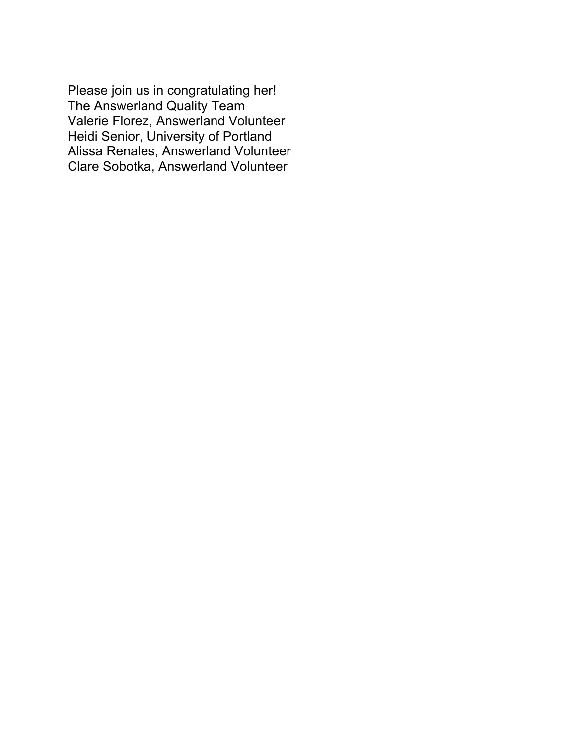Please join us in congratulating her!
The Answerland Quality Team
Valerie Florez, Answerland Volunteer
Heidi Senior, University of Portland
Alissa Renales, Answerland Volunteer
Clare Sobotka, Answerland Volunteer